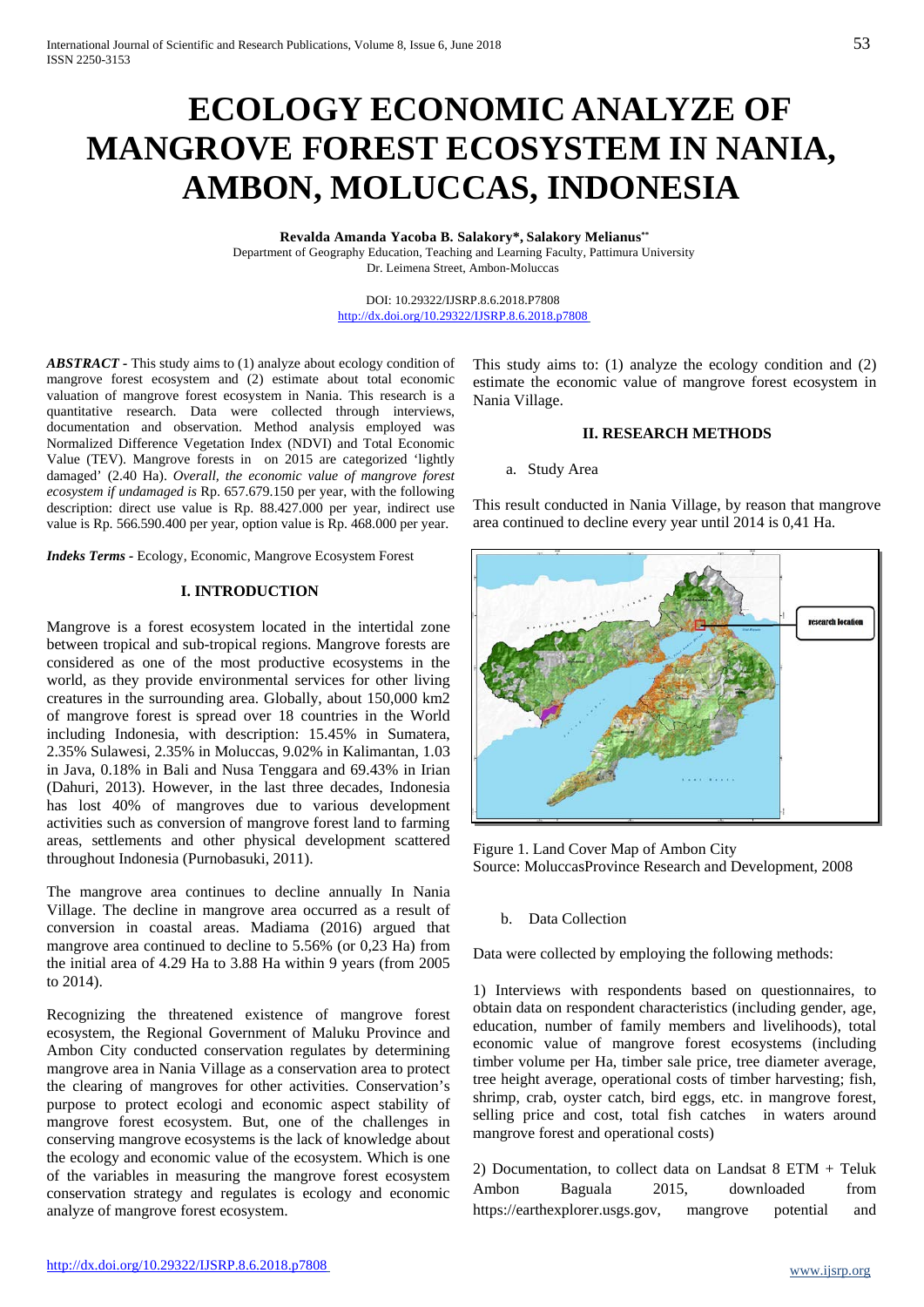# ECOLOGY ECONOMIC ANALYZE OF MANGROVE FOREST ECOSYSTEM IN NANIA, AMBON, MOLUCCAS, INDONESIA

**Revalda Amanda Yacoba B. Salakory*, Salakory Melianus****

Department of Geography Education, Teaching and Learning Faculty, Pattimura University
Dr. Leimena Street, Ambon-Moluccas

DOI: 10.29322/IJSRP.8.6.2018.P7808
http://dx.doi.org/10.29322/IJSRP.8.6.2018.p7808

***ABSTRACT*** - This study aims to (1) analyze about ecology condition of mangrove forest ecosystem and (2) estimate about total economic valuation of mangrove forest ecosystem in Nania. This research is a quantitative research. Data were collected through interviews, documentation and observation. Method analysis employed was Normalized Difference Vegetation Index (NDVI) and Total Economic Value (TEV). Mangrove forests in on 2015 are categorized 'lightly damaged' (2.40 Ha). *Overall, the economic value of mangrove forest ecosystem if undamaged is* Rp. 657.679.150 per year, with the following description: direct use value is Rp. 88.427.000 per year, indirect use value is Rp. 566.590.400 per year, option value is Rp. 468.000 per year.

***Indeks Terms*** - Ecology, Economic, Mangrove Ecosystem Forest

## I. INTRODUCTION

Mangrove is a forest ecosystem located in the intertidal zone between tropical and sub-tropical regions. Mangrove forests are considered as one of the most productive ecosystems in the world, as they provide environmental services for other living creatures in the surrounding area. Globally, about 150,000 km2 of mangrove forest is spread over 18 countries in the World including Indonesia, with description: 15.45% in Sumatera, 2.35% Sulawesi, 2.35% in Moluccas, 9.02% in Kalimantan, 1.03 in Java, 0.18% in Bali and Nusa Tenggara and 69.43% in Irian (Dahuri, 2013). However, in the last three decades, Indonesia has lost 40% of mangroves due to various development activities such as conversion of mangrove forest land to farming areas, settlements and other physical development scattered throughout Indonesia (Purnobasuki, 2011).

The mangrove area continues to decline annually In Nania Village. The decline in mangrove area occurred as a result of conversion in coastal areas. Madiama (2016) argued that mangrove area continued to decline to 5.56% (or 0,23 Ha) from the initial area of 4.29 Ha to 3.88 Ha within 9 years (from 2005 to 2014).

Recognizing the threatened existence of mangrove forest ecosystem, the Regional Government of Maluku Province and Ambon City conducted conservation regulates by determining mangrove area in Nania Village as a conservation area to protect the clearing of mangroves for other activities. Conservation's purpose to protect ecologi and economic aspect stability of mangrove forest ecosystem. But, one of the challenges in conserving mangrove ecosystems is the lack of knowledge about the ecology and economic value of the ecosystem. Which is one of the variables in measuring the mangrove forest ecosystem conservation strategy and regulates is ecology and economic analyze of mangrove forest ecosystem.

This study aims to: (1) analyze the ecology condition and (2) estimate the economic value of mangrove forest ecosystem in Nania Village.

## II. RESEARCH METHODS

a. Study Area

This result conducted in Nania Village, by reason that mangrove area continued to decline every year until 2014 is 0,41 Ha.

Figure 1. Land Cover Map of Ambon City
Source: MoluccasProvince Research and Development, 2008

b. Data Collection

Data were collected by employing the following methods:

1) Interviews with respondents based on questionnaires, to obtain data on respondent characteristics (including gender, age, education, number of family members and livelihoods), total economic value of mangrove forest ecosystems (including timber volume per Ha, timber sale price, tree diameter average, tree height average, operational costs of timber harvesting; fish, shrimp, crab, oyster catch, bird eggs, etc. in mangrove forest, selling price and cost, total fish catches in waters around mangrove forest and operational costs)

2) Documentation, to collect data on Landsat 8 ETM + Teluk Ambon Baguala 2015, downloaded from https://earthexplorer.usgs.gov, mangrove potential and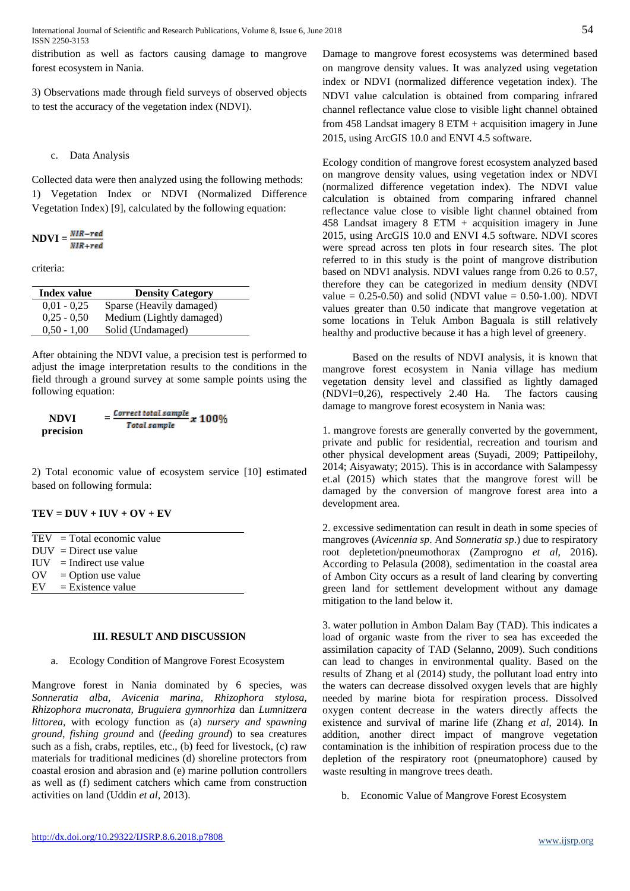distribution as well as factors causing damage to mangrove forest ecosystem in Nania.

3) Observations made through field surveys of observed objects to test the accuracy of the vegetation index (NDVI).

c. Data Analysis

Collected data were then analyzed using the following methods:
1) Vegetation Index or NDVI (Normalized Difference Vegetation Index) [9], calculated by the following equation:

$$\textbf{NDVI} = \frac{NIR - red}{NIR + red}$$

criteria:

| Index value | Density Category |
|---|---|
| 0,01 - 0,25 | Sparse (Heavily damaged) |
| 0,25 - 0,50 | Medium (Lightly damaged) |
| 0,50 - 1,00 | Solid (Undamaged) |

After obtaining the NDVI value, a precision test is performed to adjust the image interpretation results to the conditions in the field through a ground survey at some sample points using the following equation:

$$\textbf{NDVI precision} = \frac{Correct\ total\ sample}{Total\ sample} x\ 100\%$$

2) Total economic value of ecosystem service [10] estimated based on following formula:

**TEV = DUV + IUV + OV + EV**

| | |
|---|---|
| TEV | = Total economic value |
| DUV | = Direct use value |
| IUV | = Indirect use value |
| OV | = Option use value |
| EV | = Existence value |

## III. RESULT AND DISCUSSION

a. Ecology Condition of Mangrove Forest Ecosystem

Mangrove forest in Nania dominated by 6 species, was *Sonneratia alba, Avicenia marina, Rhizophora stylosa, Rhizophora mucronata, Bruguiera gymnorhiza* dan *Lumnitzera littorea*, with ecology function as (a) *nursery and spawning ground*, *fishing ground* and (*feeding ground*) to sea creatures such as a fish, crabs, reptiles, etc., (b) feed for livestock, (c) raw materials for traditional medicines (d) shoreline protectors from coastal erosion and abrasion and (e) marine pollution controllers as well as (f) sediment catchers which came from construction activities on land (Uddin *et al*, 2013).

Damage to mangrove forest ecosystems was determined based on mangrove density values. It was analyzed using vegetation index or NDVI (normalized difference vegetation index). The NDVI value calculation is obtained from comparing infrared channel reflectance value close to visible light channel obtained from 458 Landsat imagery 8 ETM + acquisition imagery in June 2015, using ArcGIS 10.0 and ENVI 4.5 software.

Ecology condition of mangrove forest ecosystem analyzed based on mangrove density values, using vegetation index or NDVI (normalized difference vegetation index). The NDVI value calculation is obtained from comparing infrared channel reflectance value close to visible light channel obtained from 458 Landsat imagery 8 ETM + acquisition imagery in June 2015, using ArcGIS 10.0 and ENVI 4.5 software. NDVI scores were spread across ten plots in four research sites. The plot referred to in this study is the point of mangrove distribution based on NDVI analysis. NDVI values range from 0.26 to 0.57, therefore they can be categorized in medium density (NDVI value = 0.25-0.50) and solid (NDVI value = 0.50-1.00). NDVI values greater than 0.50 indicate that mangrove vegetation at some locations in Teluk Ambon Baguala is still relatively healthy and productive because it has a high level of greenery.

Based on the results of NDVI analysis, it is known that mangrove forest ecosystem in Nania village has medium vegetation density level and classified as lightly damaged (NDVI=0,26), respectively 2.40 Ha. The factors causing damage to mangrove forest ecosystem in Nania was:

1. mangrove forests are generally converted by the government, private and public for residential, recreation and tourism and other physical development areas (Suyadi, 2009; Pattipeilohy, 2014; Aisyawaty; 2015). This is in accordance with Salampessy et.al (2015) which states that the mangrove forest will be damaged by the conversion of mangrove forest area into a development area.

2. excessive sedimentation can result in death in some species of mangroves (*Avicennia sp*. And *Sonneratia sp*.) due to respiratory root depletetion/pneumothorax (Zamprogno *et al*, 2016). According to Pelasula (2008), sedimentation in the coastal area of Ambon City occurs as a result of land clearing by converting green land for settlement development without any damage mitigation to the land below it.

3. water pollution in Ambon Dalam Bay (TAD). This indicates a load of organic waste from the river to sea has exceeded the assimilation capacity of TAD (Selanno, 2009). Such conditions can lead to changes in environmental quality. Based on the results of Zhang et al (2014) study, the pollutant load entry into the waters can decrease dissolved oxygen levels that are highly needed by marine biota for respiration process. Dissolved oxygen content decrease in the waters directly affects the existence and survival of marine life (Zhang *et al*, 2014). In addition, another direct impact of mangrove vegetation contamination is the inhibition of respiration process due to the depletion of the respiratory root (pneumatophore) caused by waste resulting in mangrove trees death.

b. Economic Value of Mangrove Forest Ecosystem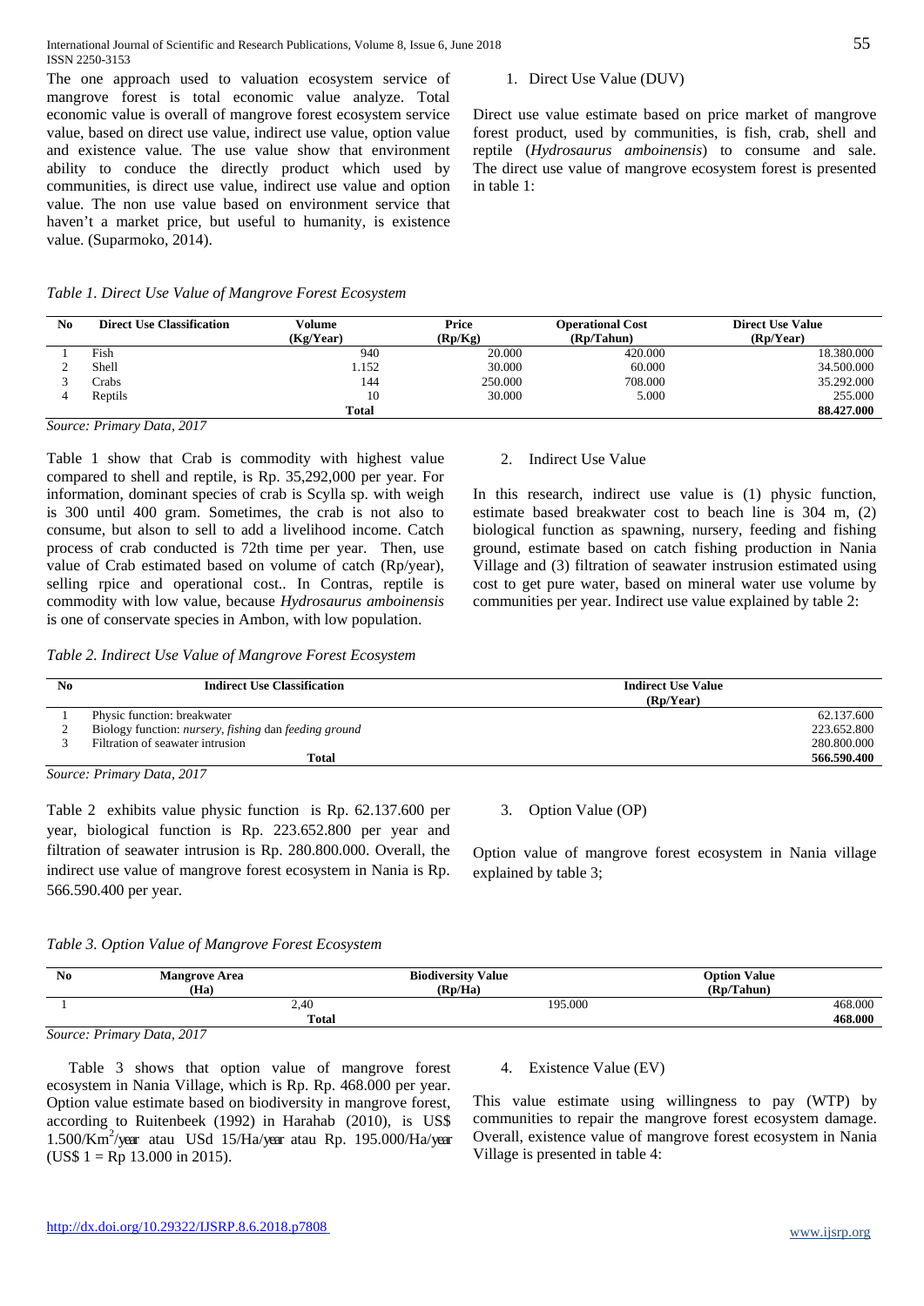The one approach used to valuation ecosystem service of mangrove forest is total economic value analyze. Total economic value is overall of mangrove forest ecosystem service value, based on direct use value, indirect use value, option value and existence value. The use value show that environment ability to conduce the directly product which used by communities, is direct use value, indirect use value and option value. The non use value based on environment service that haven't a market price, but useful to humanity, is existence value. (Suparmoko, 2014).

1. Direct Use Value (DUV)

Direct use value estimate based on price market of mangrove forest product, used by communities, is fish, crab, shell and reptile (*Hydrosaurus amboinensis*) to consume and sale. The direct use value of mangrove ecosystem forest is presented in table 1:

*Table 1. Direct Use Value of Mangrove Forest Ecosystem*

| No | Direct Use Classification | Volume (Kg/Year) | Price (Rp/Kg) | Operational Cost (Rp/Tahun) | Direct Use Value (Rp/Year) |
|---|---|---|---|---|---|
| 1 | Fish | 940 | 20.000 | 420.000 | 18.380.000 |
| 2 | Shell | 1.152 | 30.000 | 60.000 | 34.500.000 |
| 3 | Crabs | 144 | 250.000 | 708.000 | 35.292.000 |
| 4 | Reptils | 10 | 30.000 | 5.000 | 255.000 |
| | | **Total** | | | **88.427.000** |

*Source: Primary Data, 2017*

Table 1 show that Crab is commodity with highest value compared to shell and reptile, is Rp. 35,292,000 per year. For information, dominant species of crab is Scylla sp. with weigh is 300 until 400 gram. Sometimes, the crab is not also to consume, but alson to sell to add a livelihood income. Catch process of crab conducted is 72th time per year. Then, use value of Crab estimated based on volume of catch (Rp/year), selling rpice and operational cost.. In Contras, reptile is commodity with low value, because *Hydrosaurus amboinensis* is one of conservate species in Ambon, with low population.

2. Indirect Use Value

In this research, indirect use value is (1) physic function, estimate based breakwater cost to beach line is 304 m, (2) biological function as spawning, nursery, feeding and fishing ground, estimate based on catch fishing production in Nania Village and (3) filtration of seawater instrusion estimated using cost to get pure water, based on mineral water use volume by communities per year. Indirect use value explained by table 2:

*Table 2. Indirect Use Value of Mangrove Forest Ecosystem*

| No | Indirect Use Classification | Indirect Use Value (Rp/Year) |
|---|---|---|
| 1 | Physic function: breakwater | 62.137.600 |
| 2 | Biology function: *nursery*, *fishing* dan *feeding ground* | 223.652.800 |
| 3 | Filtration of seawater intrusion | 280.800.000 |
| | **Total** | **566.590.400** |

*Source: Primary Data, 2017*

Table 2 exhibits value physic function is Rp. 62.137.600 per year, biological function is Rp. 223.652.800 per year and filtration of seawater intrusion is Rp. 280.800.000. Overall, the indirect use value of mangrove forest ecosystem in Nania is Rp. 566.590.400 per year.

3. Option Value (OP)

Option value of mangrove forest ecosystem in Nania village explained by table 3;

*Table 3. Option Value of Mangrove Forest Ecosystem*

| No | Mangrove Area (Ha) | Biodiversity Value (Rp/Ha) | Option Value (Rp/Tahun) |
|---|---|---|---|
| 1 | 2,40 | 195.000 | 468.000 |
| | **Total** | | **468.000** |

*Source: Primary Data, 2017*

Table 3 shows that option value of mangrove forest ecosystem in Nania Village, which is Rp. Rp. 468.000 per year. Option value estimate based on biodiversity in mangrove forest, according to Ruitenbeek (1992) in Harahab (2010), is US$ 1.500/Km$^2$/year atau USd 15/Ha/year atau Rp. 195.000/Ha/year (US$ 1 = Rp 13.000 in 2015).

4. Existence Value (EV)

This value estimate using willingness to pay (WTP) by communities to repair the mangrove forest ecosystem damage. Overall, existence value of mangrove forest ecosystem in Nania Village is presented in table 4: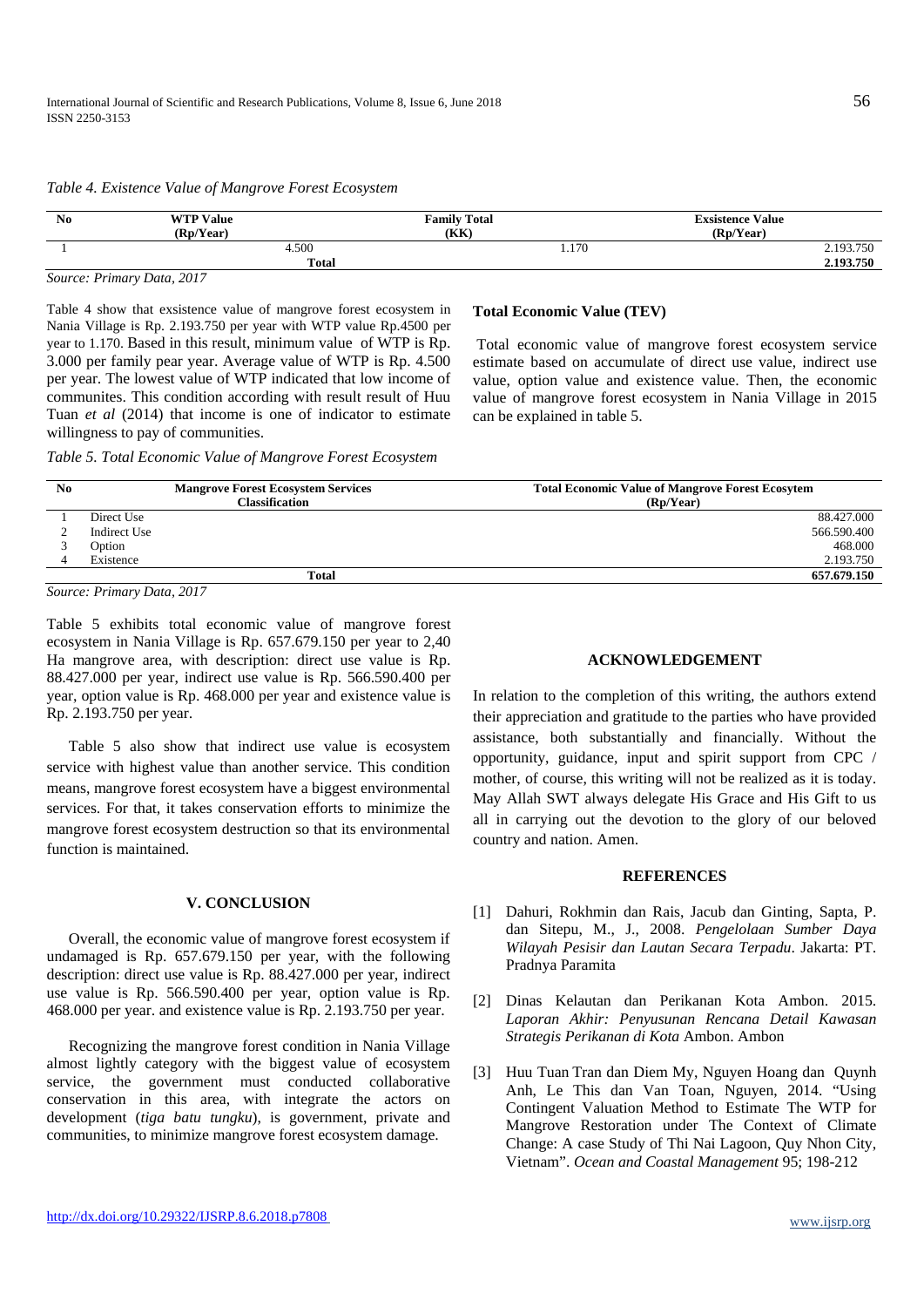*Table 4. Existence Value of Mangrove Forest Ecosystem*

| No | WTP Value (Rp/Year) | Family Total (KK) | Exsistence Value (Rp/Year) |
|---|---|---|---|
| 1 | 4.500 | 1.170 | 2.193.750 |
| | Total | | **2.193.750** |

*Source: Primary Data, 2017*

Table 4 show that exsistence value of mangrove forest ecosystem in Nania Village is Rp. 2.193.750 per year with WTP value Rp.4500 per year to 1.170. Based in this result, minimum value of WTP is Rp. 3.000 per family pear year. Average value of WTP is Rp. 4.500 per year. The lowest value of WTP indicated that low income of communites. This condition according with result result of Huu Tuan *et al* (2014) that income is one of indicator to estimate willingness to pay of communities.

**Total Economic Value (TEV)**

Total economic value of mangrove forest ecosystem service estimate based on accumulate of direct use value, indirect use value, option value and existence value. Then, the economic value of mangrove forest ecosystem in Nania Village in 2015 can be explained in table 5.

*Table 5. Total Economic Value of Mangrove Forest Ecosystem*

| No | Mangrove Forest Ecosystem Services Classification | Total Economic Value of Mangrove Forest Ecosytem (Rp/Year) |
|---|---|---|
| 1 | Direct Use | 88.427.000 |
| 2 | Indirect Use | 566.590.400 |
| 3 | Option | 468.000 |
| 4 | Existence | 2.193.750 |
| | Total | **657.679.150** |

*Source: Primary Data, 2017*

Table 5 exhibits total economic value of mangrove forest ecosystem in Nania Village is Rp. 657.679.150 per year to 2,40 Ha mangrove area, with description: direct use value is Rp. 88.427.000 per year, indirect use value is Rp. 566.590.400 per year, option value is Rp. 468.000 per year and existence value is Rp. 2.193.750 per year.

Table 5 also show that indirect use value is ecosystem service with highest value than another service. This condition means, mangrove forest ecosystem have a biggest environmental services. For that, it takes conservation efforts to minimize the mangrove forest ecosystem destruction so that its environmental function is maintained.

## V. CONCLUSION

Overall, the economic value of mangrove forest ecosystem if undamaged is Rp. 657.679.150 per year, with the following description: direct use value is Rp. 88.427.000 per year, indirect use value is Rp. 566.590.400 per year, option value is Rp. 468.000 per year. and existence value is Rp. 2.193.750 per year.

Recognizing the mangrove forest condition in Nania Village almost lightly category with the biggest value of ecosystem service, the government must conducted collaborative conservation in this area, with integrate the actors on development (*tiga batu tungku*), is government, private and communities, to minimize mangrove forest ecosystem damage.

## ACKNOWLEDGEMENT

In relation to the completion of this writing, the authors extend their appreciation and gratitude to the parties who have provided assistance, both substantially and financially. Without the opportunity, guidance, input and spirit support from CPC / mother, of course, this writing will not be realized as it is today. May Allah SWT always delegate His Grace and His Gift to us all in carrying out the devotion to the glory of our beloved country and nation. Amen.

## REFERENCES

[1] Dahuri, Rokhmin dan Rais, Jacub dan Ginting, Sapta, P. dan Sitepu, M., J., 2008. *Pengelolaan Sumber Daya Wilayah Pesisir dan Lautan Secara Terpadu*. Jakarta: PT. Pradnya Paramita

[2] Dinas Kelautan dan Perikanan Kota Ambon. 2015. *Laporan Akhir: Penyusunan Rencana Detail Kawasan Strategis Perikanan di Kota* Ambon. Ambon

[3] Huu Tuan Tran dan Diem My, Nguyen Hoang dan Quynh Anh, Le This dan Van Toan, Nguyen, 2014. "Using Contingent Valuation Method to Estimate The WTP for Mangrove Restoration under The Context of Climate Change: A case Study of Thi Nai Lagoon, Quy Nhon City, Vietnam". *Ocean and Coastal Management* 95; 198-212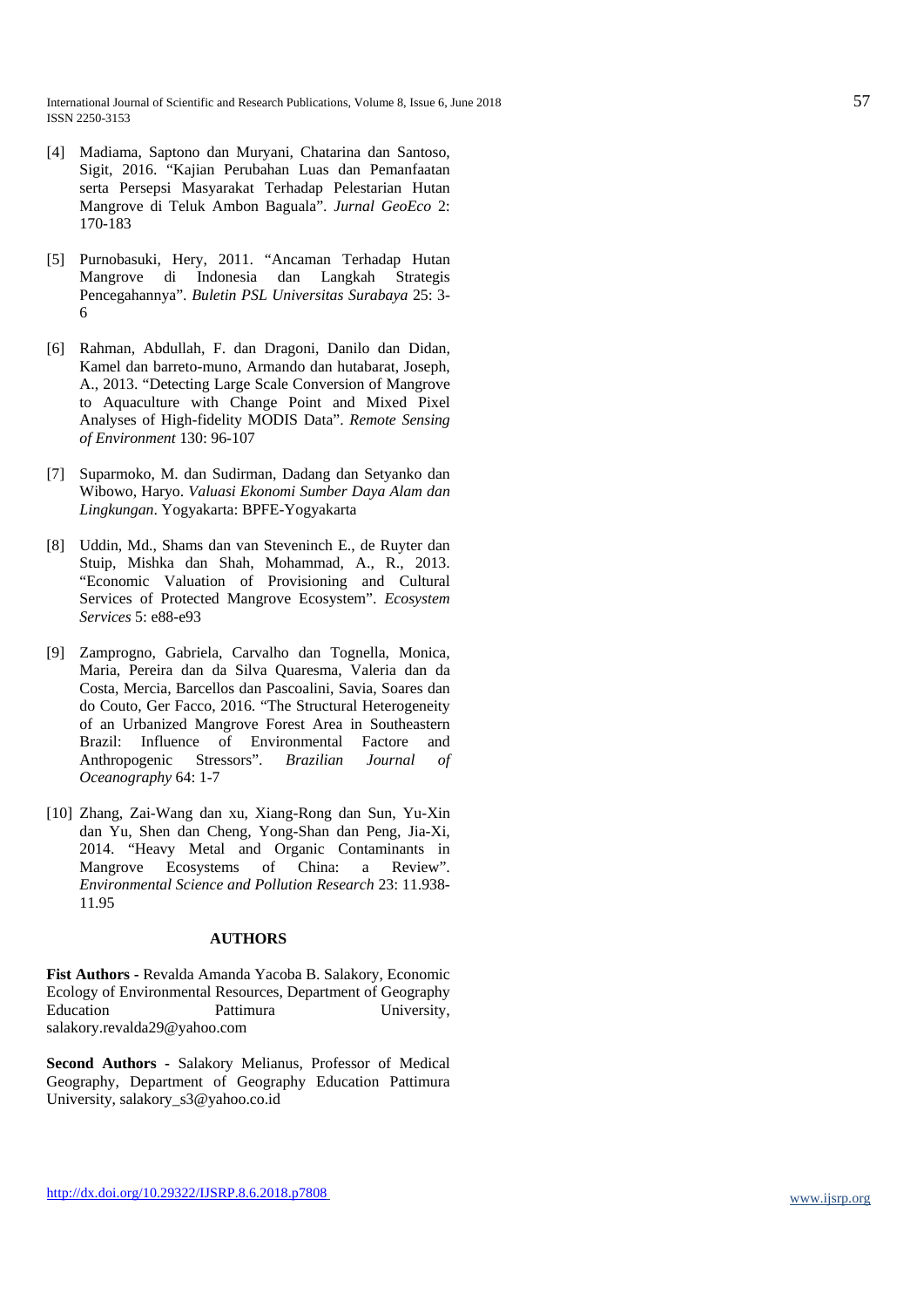[4] Madiama, Saptono dan Muryani, Chatarina dan Santoso, Sigit, 2016. "Kajian Perubahan Luas dan Pemanfaatan serta Persepsi Masyarakat Terhadap Pelestarian Hutan Mangrove di Teluk Ambon Baguala". *Jurnal GeoEco* 2: 170-183

[5] Purnobasuki, Hery, 2011. "Ancaman Terhadap Hutan Mangrove di Indonesia dan Langkah Strategis Pencegahannya". *Buletin PSL Universitas Surabaya* 25: 3-6

[6] Rahman, Abdullah, F. dan Dragoni, Danilo dan Didan, Kamel dan barreto-muno, Armando dan hutabarat, Joseph, A., 2013. "Detecting Large Scale Conversion of Mangrove to Aquaculture with Change Point and Mixed Pixel Analyses of High-fidelity MODIS Data". *Remote Sensing of Environment* 130: 96-107

[7] Suparmoko, M. dan Sudirman, Dadang dan Setyanko dan Wibowo, Haryo. *Valuasi Ekonomi Sumber Daya Alam dan Lingkungan*. Yogyakarta: BPFE-Yogyakarta

[8] Uddin, Md., Shams dan van Steveninch E., de Ruyter dan Stuip, Mishka dan Shah, Mohammad, A., R., 2013. "Economic Valuation of Provisioning and Cultural Services of Protected Mangrove Ecosystem". *Ecosystem Services* 5: e88-e93

[9] Zamprogno, Gabriela, Carvalho dan Tognella, Monica, Maria, Pereira dan da Silva Quaresma, Valeria dan da Costa, Mercia, Barcellos dan Pascoalini, Savia, Soares dan do Couto, Ger Facco, 2016. "The Structural Heterogeneity of an Urbanized Mangrove Forest Area in Southeastern Brazil: Influence of Environmental Factore and Anthropogenic Stressors". *Brazilian Journal of Oceanography* 64: 1-7

[10] Zhang, Zai-Wang dan xu, Xiang-Rong dan Sun, Yu-Xin dan Yu, Shen dan Cheng, Yong-Shan dan Peng, Jia-Xi, 2014. "Heavy Metal and Organic Contaminants in Mangrove Ecosystems of China: a Review". *Environmental Science and Pollution Research* 23: 11.938-11.95

## AUTHORS

**Fist Authors -** Revalda Amanda Yacoba B. Salakory, Economic Ecology of Environmental Resources, Department of Geography Education Pattimura University, salakory.revalda29@yahoo.com

**Second Authors -** Salakory Melianus, Professor of Medical Geography, Department of Geography Education Pattimura University, salakory_s3@yahoo.co.id